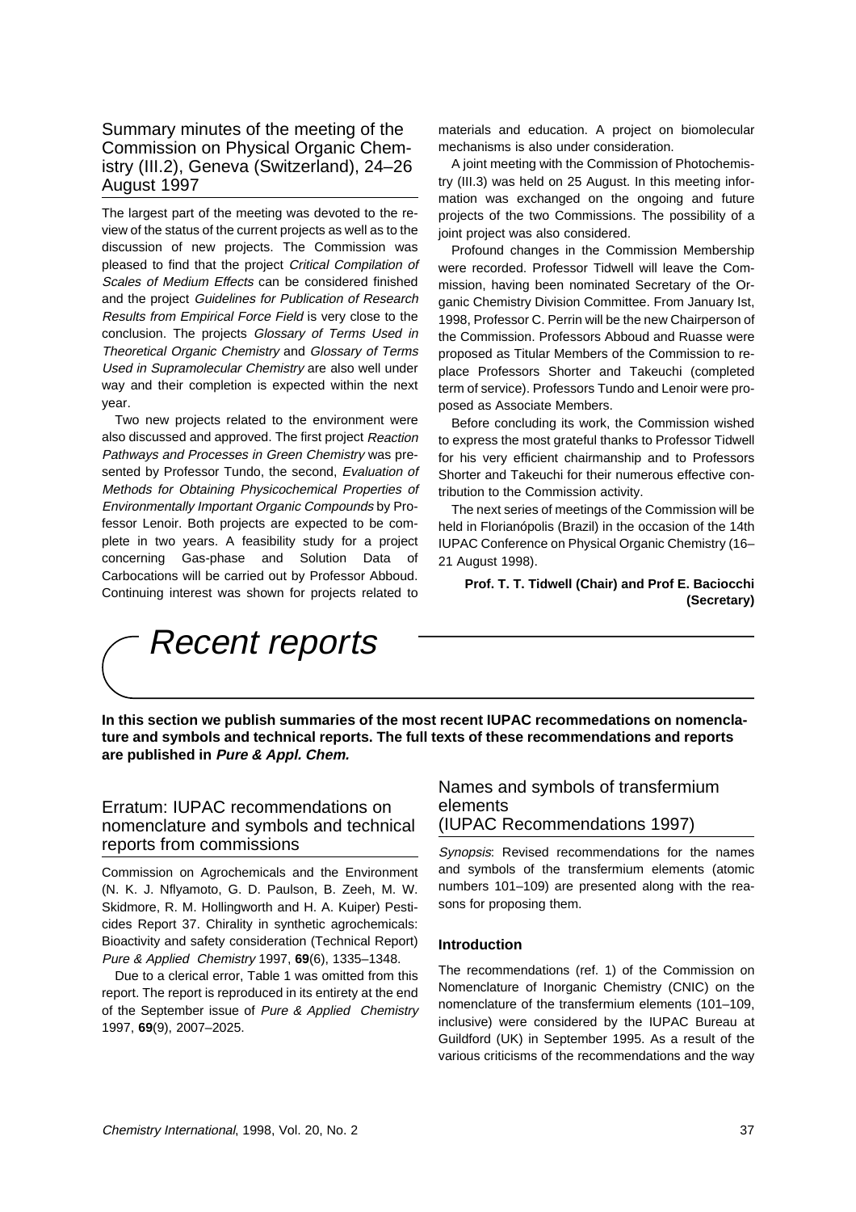## Summary minutes of the meeting of the Commission on Physical Organic Chemistry (III.2), Geneva (Switzerland), 24–26 August 1997

The largest part of the meeting was devoted to the review of the status of the current projects as well as to the discussion of new projects. The Commission was pleased to find that the project *Critical Compilation of Scales of Medium Effects* can be considered finished and the project *Guidelines for Publication of Research Results from Empirical Force Field* is very close to the conclusion. The projects *Glossary of Terms Used in Theoretical Organic Chemistry* and *Glossary of Terms Used in Supramolecular Chemistry* are also well under way and their completion is expected within the next year.

Two new projects related to the environment were also discussed and approved. The first project *Reaction Pathways and Processes in Green Chemistry* was presented by Professor Tundo, the second, *Evaluation of Methods for Obtaining Physicochemical Properties of Environmentally Important Organic Compounds* by Professor Lenoir. Both projects are expected to be complete in two years. A feasibility study for a project concerning Gas-phase and Solution Data of Carbocations will be carried out by Professor Abboud. Continuing interest was shown for projects related to materials and education. A project on biomolecular mechanisms is also under consideration.

A joint meeting with the Commission of Photochemistry (III.3) was held on 25 August. In this meeting information was exchanged on the ongoing and future projects of the two Commissions. The possibility of a joint project was also considered.

Profound changes in the Commission Membership were recorded. Professor Tidwell will leave the Commission, having been nominated Secretary of the Organic Chemistry Division Committee. From January Ist, 1998, Professor C. Perrin will be the new Chairperson of the Commission. Professors Abboud and Ruasse were proposed as Titular Members of the Commission to replace Professors Shorter and Takeuchi (completed term of service). Professors Tundo and Lenoir were proposed as Associate Members.

Before concluding its work, the Commission wished to express the most grateful thanks to Professor Tidwell for his very efficient chairmanship and to Professors Shorter and Takeuchi for their numerous effective contribution to the Commission activity.

The next series of meetings of the Commission will be held in Florianópolis (Brazil) in the occasion of the 14th IUPAC Conference on Physical Organic Chemistry (16–21 August 1998).

**Prof. T. T. Tidwell (Chair) and Prof E. Baciocchi (Secretary)**

# Recent reports

**In this section we publish summaries of the most recent IUPAC recommedations on nomenclature and symbols and technical reports. The full texts of these recommendations and reports are published in *Pure & Appl. Chem.***

## Erratum: IUPAC recommendations on nomenclature and symbols and technical reports from commissions

Commission on Agrochemicals and the Environment (N. K. J. Nflyamoto, G. D. Paulson, B. Zeeh, M. W. Skidmore, R. M. Hollingworth and H. A. Kuiper) Pesticides Report 37. Chirality in synthetic agrochemicals: Bioactivity and safety consideration (Technical Report) *Pure & Applied Chemistry* 1997, **69**(6), 1335–1348.

Due to a clerical error, Table 1 was omitted from this report. The report is reproduced in its entirety at the end of the September issue of *Pure & Applied Chemistry* 1997, **69**(9), 2007–2025.

## Names and symbols of transfermium elements (IUPAC Recommendations 1997)

*Synopsis*: Revised recommendations for the names and symbols of the transfermium elements (atomic numbers 101–109) are presented along with the reasons for proposing them.

### Introduction

The recommendations (ref. 1) of the Commission on Nomenclature of Inorganic Chemistry (CNIC) on the nomenclature of the transfermium elements (101–109, inclusive) were considered by the IUPAC Bureau at Guildford (UK) in September 1995. As a result of the various criticisms of the recommendations and the way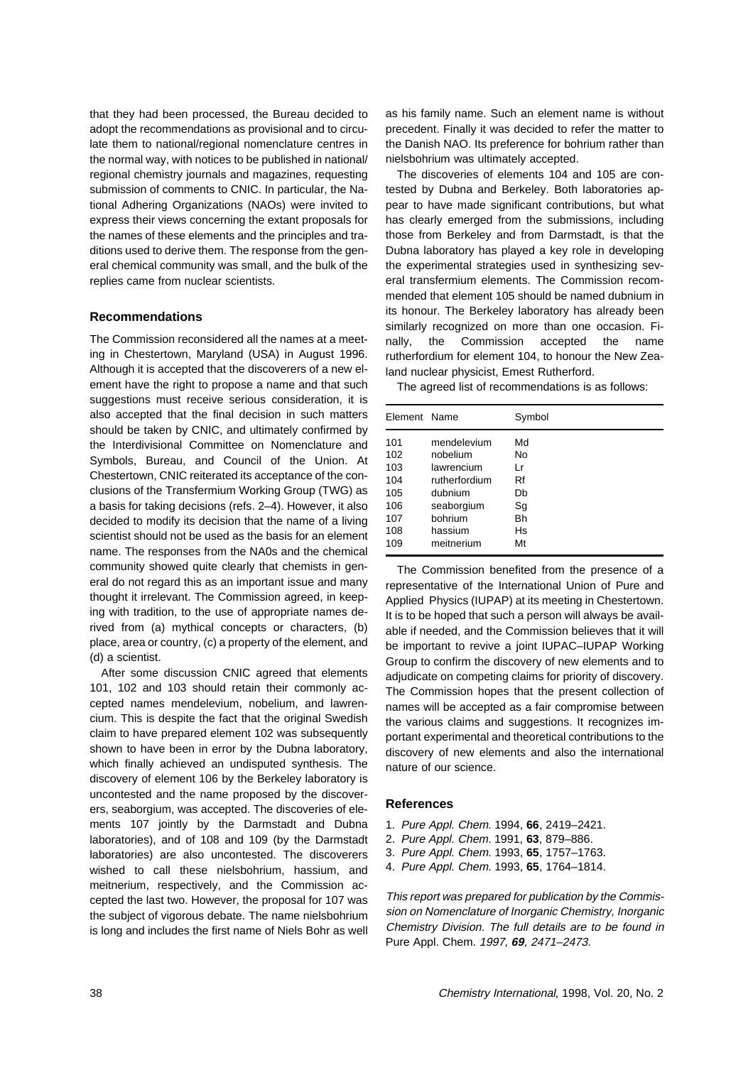that they had been processed, the Bureau decided to adopt the recommendations as provisional and to circulate them to national/regional nomenclature centres in the normal way, with notices to be published in national/regional chemistry journals and magazines, requesting submission of comments to CNIC. In particular, the National Adhering Organizations (NAOs) were invited to express their views concerning the extant proposals for the names of these elements and the principles and traditions used to derive them. The response from the general chemical community was small, and the bulk of the replies came from nuclear scientists.

## Recommendations

The Commission reconsidered all the names at a meeting in Chestertown, Maryland (USA) in August 1996. Although it is accepted that the discoverers of a new element have the right to propose a name and that such suggestions must receive serious consideration, it is also accepted that the final decision in such matters should be taken by CNIC, and ultimately confirmed by the Interdivisional Committee on Nomenclature and Symbols, Bureau, and Council of the Union. At Chestertown, CNIC reiterated its acceptance of the conclusions of the Transfermium Working Group (TWG) as a basis for taking decisions (refs. 2–4). However, it also decided to modify its decision that the name of a living scientist should not be used as the basis for an element name. The responses from the NA0s and the chemical community showed quite clearly that chemists in general do not regard this as an important issue and many thought it irrelevant. The Commission agreed, in keeping with tradition, to the use of appropriate names derived from (a) mythical concepts or characters, (b) place, area or country, (c) a property of the element, and (d) a scientist.

After some discussion CNIC agreed that elements 101, 102 and 103 should retain their commonly accepted names mendelevium, nobelium, and lawrencium. This is despite the fact that the original Swedish claim to have prepared element 102 was subsequently shown to have been in error by the Dubna laboratory, which finally achieved an undisputed synthesis. The discovery of element 106 by the Berkeley laboratory is uncontested and the name proposed by the discoverers, seaborgium, was accepted. The discoveries of elements 107 jointly by the Darmstadt and Dubna laboratories), and of 108 and 109 (by the Darmstadt laboratories) are also uncontested. The discoverers wished to call these nielsbohrium, hassium, and meitnerium, respectively, and the Commission accepted the last two. However, the proposal for 107 was the subject of vigorous debate. The name nielsbohrium is long and includes the first name of Niels Bohr as well as his family name. Such an element name is without precedent. Finally it was decided to refer the matter to the Danish NAO. Its preference for bohrium rather than nielsbohrium was ultimately accepted.

The discoveries of elements 104 and 105 are contested by Dubna and Berkeley. Both laboratories appear to have made significant contributions, but what has clearly emerged from the submissions, including those from Berkeley and from Darmstadt, is that the Dubna laboratory has played a key role in developing the experimental strategies used in synthesizing several transfermium elements. The Commission recommended that element 105 should be named dubnium in its honour. The Berkeley laboratory has already been similarly recognized on more than one occasion. Finally, the Commission accepted the name rutherfordium for element 104, to honour the New Zealand nuclear physicist, Emest Rutherford.

The agreed list of recommendations is as follows:

| Element | Name | Symbol |
|---|---|---|
| 101 | mendelevium | Md |
| 102 | nobelium | No |
| 103 | lawrencium | Lr |
| 104 | rutherfordium | Rf |
| 105 | dubnium | Db |
| 106 | seaborgium | Sg |
| 107 | bohrium | Bh |
| 108 | hassium | Hs |
| 109 | meitnerium | Mt |

The Commission benefited from the presence of a representative of the International Union of Pure and Applied Physics (IUPAP) at its meeting in Chestertown. It is to be hoped that such a person will always be available if needed, and the Commission believes that it will be important to revive a joint IUPAC–IUPAP Working Group to confirm the discovery of new elements and to adjudicate on competing claims for priority of discovery. The Commission hopes that the present collection of names will be accepted as a fair compromise between the various claims and suggestions. It recognizes important experimental and theoretical contributions to the discovery of new elements and also the international nature of our science.

## References

1. *Pure Appl. Chem.* 1994, **66**, 2419–2421.
2. *Pure Appl. Chem.* 1991, **63**, 879–886.
3. *Pure Appl. Chem.* 1993, **65**, 1757–1763.
4. *Pure Appl. Chem.* 1993, **65**, 1764–1814.

*This report was prepared for publication by the Commission on Nomenclature of Inorganic Chemistry, Inorganic Chemistry Division. The full details are to be found in* Pure Appl. Chem. *1997,* ***69****, 2471–2473.*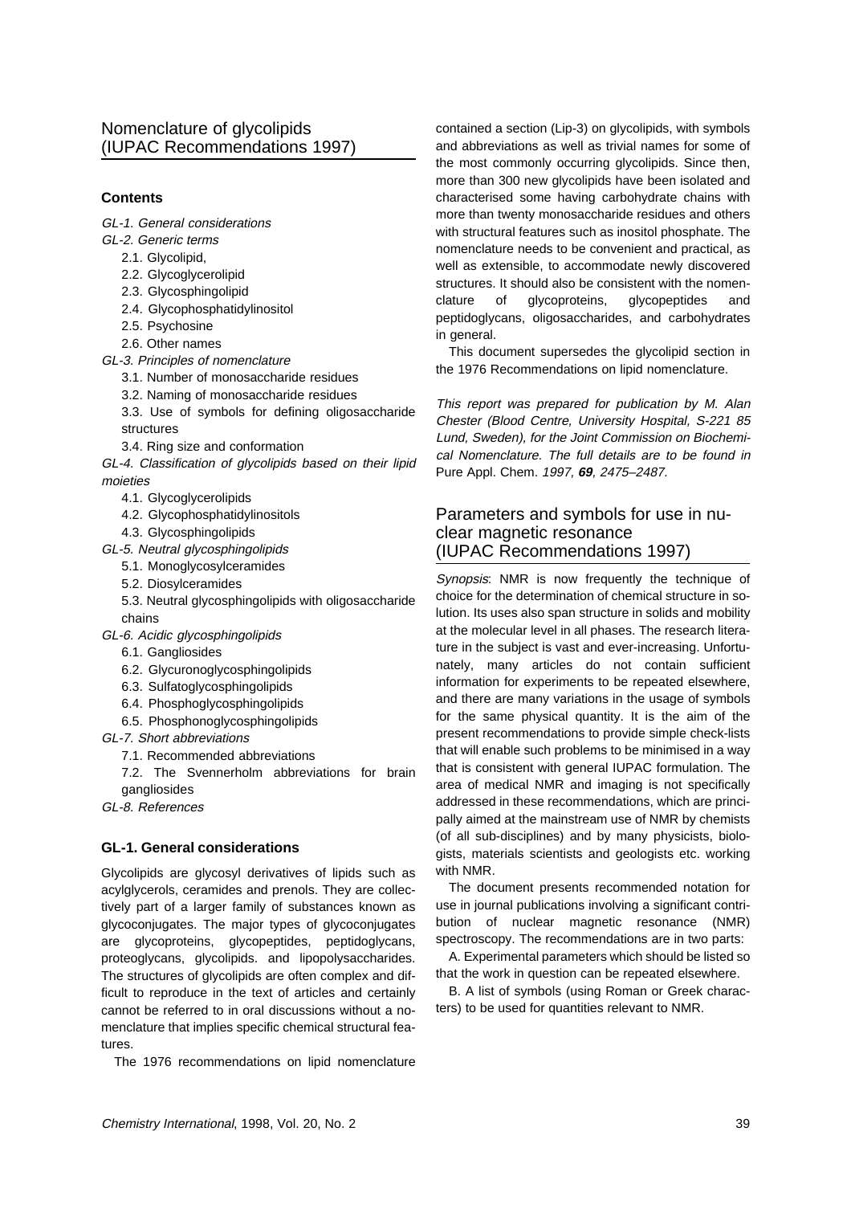## Nomenclature of glycolipids (IUPAC Recommendations 1997)

### Contents

*GL-1. General considerations*

*GL-2. Generic terms*

- 2.1. Glycolipid,
- 2.2. Glycoglycerolipid
- 2.3. Glycosphingolipid
- 2.4. Glycophosphatidylinositol
- 2.5. Psychosine
- 2.6. Other names

*GL-3. Principles of nomenclature*

- 3.1. Number of monosaccharide residues
- 3.2. Naming of monosaccharide residues
- 3.3. Use of symbols for defining oligosaccharide structures
- 3.4. Ring size and conformation

*GL-4. Classification of glycolipids based on their lipid moieties*

- 4.1. Glycoglycerolipids
- 4.2. Glycophosphatidylinositols
- 4.3. Glycosphingolipids

*GL-5. Neutral glycosphingolipids*

- 5.1. Monoglycosylceramides
- 5.2. Diosylceramides
- 5.3. Neutral glycosphingolipids with oligosaccharide chains

*GL-6. Acidic glycosphingolipids*

- 6.1. Gangliosides
- 6.2. Glycuronoglycosphingolipids
- 6.3. Sulfatoglycosphingolipids
- 6.4. Phosphoglycosphingolipids
- 6.5. Phosphonoglycosphingolipids

*GL-7. Short abbreviations*

- 7.1. Recommended abbreviations
- 7.2. The Svennerholm abbreviations for brain gangliosides

*GL-8. References*

### GL-1. General considerations

Glycolipids are glycosyl derivatives of lipids such as acylglycerols, ceramides and prenols. They are collectively part of a larger family of substances known as glycoconjugates. The major types of glycoconjugates are glycoproteins, glycopeptides, peptidoglycans, proteoglycans, glycolipids. and lipopolysaccharides. The structures of glycolipids are often complex and difficult to reproduce in the text of articles and certainly cannot be referred to in oral discussions without a nomenclature that implies specific chemical structural features.

The 1976 recommendations on lipid nomenclature contained a section (Lip-3) on glycolipids, with symbols and abbreviations as well as trivial names for some of the most commonly occurring glycolipids. Since then, more than 300 new glycolipids have been isolated and characterised some having carbohydrate chains with more than twenty monosaccharide residues and others with structural features such as inositol phosphate. The nomenclature needs to be convenient and practical, as well as extensible, to accommodate newly discovered structures. It should also be consistent with the nomenclature of glycoproteins, glycopeptides and peptidoglycans, oligosaccharides, and carbohydrates in general.

This document supersedes the glycolipid section in the 1976 Recommendations on lipid nomenclature.

*This report was prepared for publication by M. Alan Chester (Blood Centre, University Hospital, S-221 85 Lund, Sweden), for the Joint Commission on Biochemical Nomenclature. The full details are to be found in* Pure Appl. Chem. *1997,* ***69****, 2475–2487.*

## Parameters and symbols for use in nuclear magnetic resonance (IUPAC Recommendations 1997)

*Synopsis*: NMR is now frequently the technique of choice for the determination of chemical structure in solution. Its uses also span structure in solids and mobility at the molecular level in all phases. The research literature in the subject is vast and ever-increasing. Unfortunately, many articles do not contain sufficient information for experiments to be repeated elsewhere, and there are many variations in the usage of symbols for the same physical quantity. It is the aim of the present recommendations to provide simple check-lists that will enable such problems to be minimised in a way that is consistent with general IUPAC formulation. The area of medical NMR and imaging is not specifically addressed in these recommendations, which are principally aimed at the mainstream use of NMR by chemists (of all sub-disciplines) and by many physicists, biologists, materials scientists and geologists etc. working with NMR.

The document presents recommended notation for use in journal publications involving a significant contribution of nuclear magnetic resonance (NMR) spectroscopy. The recommendations are in two parts:

A. Experimental parameters which should be listed so that the work in question can be repeated elsewhere.

B. A list of symbols (using Roman or Greek characters) to be used for quantities relevant to NMR.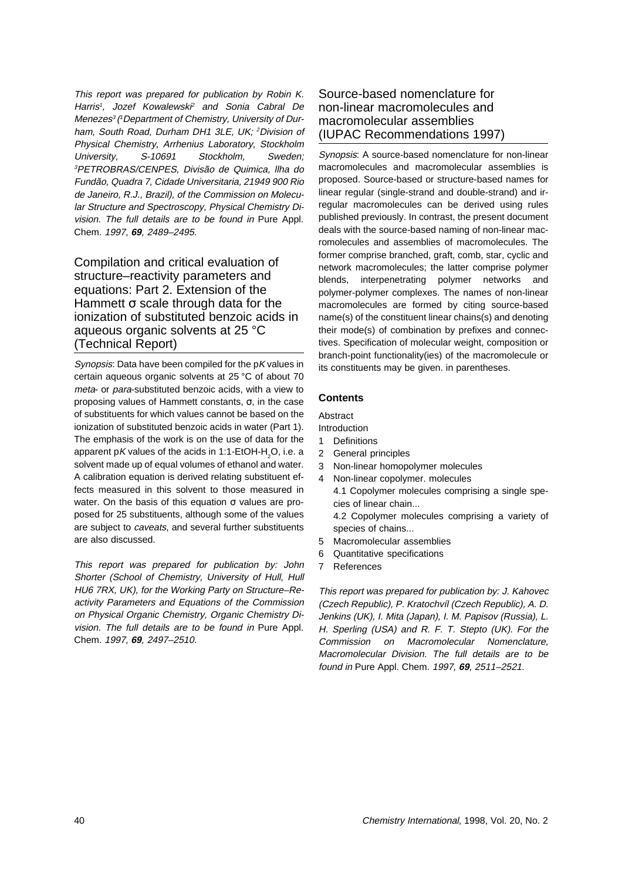*This report was prepared for publication by Robin K. Harris[1], Jozef Kowalewski[2] and Sonia Cabral De Menezes[3] ([1]Department of Chemistry, University of Durham, South Road, Durham DH1 3LE, UK; [2]Division of Physical Chemistry, Arrhenius Laboratory, Stockholm University, S-10691 Stockholm, Sweden; [3]PETROBRAS/CENPES, Divisão de Quimica, llha do Fundão, Quadra 7, Cidade Universitaria, 21949 900 Rio de Janeiro, R.J., Brazil), of the Commission on Molecular Structure and Spectroscopy, Physical Chemistry Division. The full details are to be found in* Pure Appl. Chem. *1997, **69**, 2489–2495.*

## Compilation and critical evaluation of structure–reactivity parameters and equations: Part 2. Extension of the Hammett σ scale through data for the ionization of substituted benzoic acids in aqueous organic solvents at 25 °C (Technical Report)

*Synopsis*: Data have been compiled for the p*K* values in certain aqueous organic solvents at 25 °C of about 70 *meta*- or *para*-substituted benzoic acids, with a view to proposing values of Hammett constants, σ, in the case of substituents for which values cannot be based on the ionization of substituted benzoic acids in water (Part 1). The emphasis of the work is on the use of data for the apparent p*K* values of the acids in 1:1-EtOH-$H_2O$, i.e. a solvent made up of equal volumes of ethanol and water. A calibration equation is derived relating substituent effects measured in this solvent to those measured in water. On the basis of this equation σ values are proposed for 25 substituents, although some of the values are subject to *caveats*, and several further substituents are also discussed.

*This report was prepared for publication by: John Shorter (School of Chemistry, University of Hull, Hull HU6 7RX, UK), for the Working Party on Structure–Reactivity Parameters and Equations of the Commission on Physical Organic Chemistry, Organic Chemistry Division. The full details are to be found in* Pure Appl. Chem. *1997, **69**, 2497–2510.*

## Source-based nomenclature for non-linear macromolecules and macromolecular assemblies (IUPAC Recommendations 1997)

*Synopsis*: A source-based nomenclature for non-linear macromolecules and macromolecular assemblies is proposed. Source-based or structure-based names for linear regular (single-strand and double-strand) and irregular macromolecules can be derived using rules published previously. In contrast, the present document deals with the source-based naming of non-linear macromolecules and assemblies of macromolecules. The former comprise branched, graft, comb, star, cyclic and network macromolecules; the latter comprise polymer blends, interpenetrating polymer networks and polymer-polymer complexes. The names of non-linear macromolecules are formed by citing source-based name(s) of the constituent linear chains(s) and denoting their mode(s) of combination by prefixes and connectives. Specification of molecular weight, composition or branch-point functionality(ies) of the macromolecule or its constituents may be given. in parentheses.

### Contents

Abstract

Introduction

1 Definitions
2 General principles
3 Non-linear homopolymer molecules
4 Non-linear copolymer. molecules
   4.1 Copolymer molecules comprising a single species of linear chain...
   4.2 Copolymer molecules comprising a variety of species of chains...
5 Macromolecular assemblies
6 Quantitative specifications
7 References

*This report was prepared for publication by: J. Kahovec (Czech Republic), P. Kratochvíl (Czech Republic), A. D. Jenkins (UK), I. Mita (Japan), I. M. Papisov (Russia), L. H. Sperling (USA) and R. F. T. Stepto (UK). For the Commission on Macromolecular Nomenclature, Macromolecular Division. The full details are to be found in* Pure Appl. Chem. *1997, **69**, 2511–2521.*